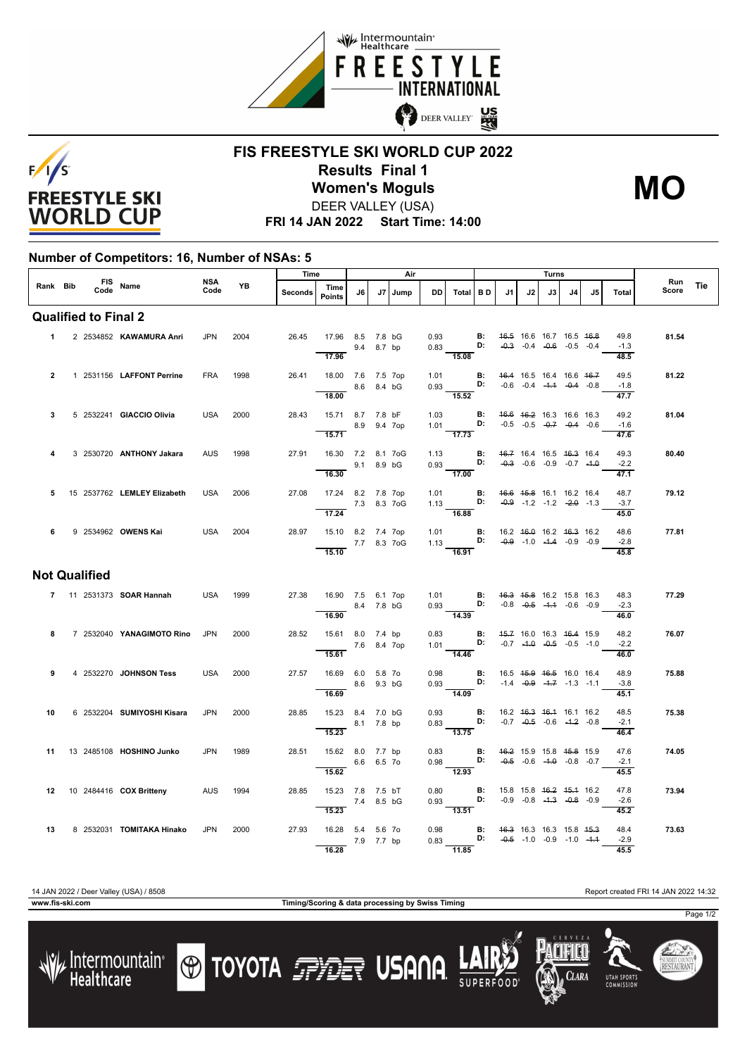# FIS FREESTYLE SKI WORLD CUP 2022

## Results Final 1

## Women's Moguls

**MO**

DEER VALLEY (USA)

**FRI 14 JAN 2022 Start Time: 14:00**

### Number of Competitors: 16, Number of NSAs: 5

| Rank | Bib | FIS Code | Name | NSA Code | YB | Time Seconds | Time Points | J6 | J7 | Jump | DD | Air Total | BD | J1 | J2 | J3 | J4 | J5 | Turns Total | Run Score | Tie |
|---|---|---|---|---|---|---|---|---|---|---|---|---|---|---|---|---|---|---|---|---|---|
| **Qualified to Final 2** | | | | | | | | | | | | | | | | | | | | | |
| 1 | 2 | 2534852 | **KAWAMURA Anri** | JPN | 2004 | 26.45 | 17.96 | 8.5 | 7.8 | bG | 0.93 | | B: | ~~16.5~~ | 16.6 | 16.7 | 16.5 | ~~16.8~~ | 49.8 | 81.54 | |
| | | | | | | | | 9.4 | 8.7 | bp | 0.83 | | D: | ~~-0.3~~ | -0.4 | ~~-0.6~~ | -0.5 | -0.4 | -1.3 | | |
| | | | | | | | 17.96 | | | | | 15.08 | | | | | | | 48.5 | | |
| 2 | 1 | 2531156 | **LAFFONT Perrine** | FRA | 1998 | 26.41 | 18.00 | 7.6 | 7.5 | 7op | 1.01 | | B: | ~~16.4~~ | 16.5 | 16.4 | 16.6 | ~~16.7~~ | 49.5 | 81.22 | |
| | | | | | | | | 8.6 | 8.4 | bG | 0.93 | | D: | -0.6 | -0.4 | ~~-1.1~~ | ~~-0.4~~ | -0.8 | -1.8 | | |
| | | | | | | | 18.00 | | | | | 15.52 | | | | | | | 47.7 | | |
| 3 | 5 | 2532241 | **GIACCIO Olivia** | USA | 2000 | 28.43 | 15.71 | 8.7 | 7.8 | bF | 1.03 | | B: | ~~16.6~~ | ~~16.2~~ | 16.3 | 16.6 | 16.3 | 49.2 | 81.04 | |
| | | | | | | | | 8.9 | 9.4 | 7op | 1.01 | | D: | -0.5 | -0.5 | ~~-0.7~~ | ~~-0.4~~ | -0.6 | -1.6 | | |
| | | | | | | | 15.71 | | | | | 17.73 | | | | | | | 47.6 | | |
| 4 | 3 | 2530720 | **ANTHONY Jakara** | AUS | 1998 | 27.91 | 16.30 | 7.2 | 8.1 | 7oG | 1.13 | | B: | ~~16.7~~ | 16.4 | 16.5 | ~~16.3~~ | 16.4 | 49.3 | 80.40 | |
| | | | | | | | | 9.1 | 8.9 | bG | 0.93 | | D: | ~~-0.3~~ | -0.6 | -0.9 | -0.7 | ~~-1.0~~ | -2.2 | | |
| | | | | | | | 16.30 | | | | | 17.00 | | | | | | | 47.1 | | |
| 5 | 15 | 2537762 | **LEMLEY Elizabeth** | USA | 2006 | 27.08 | 17.24 | 8.2 | 7.8 | 7op | 1.01 | | B: | ~~16.6~~ | ~~15.8~~ | 16.1 | 16.2 | 16.4 | 48.7 | 79.12 | |
| | | | | | | | | 7.3 | 8.3 | 7oG | 1.13 | | D: | ~~-0.9~~ | -1.2 | -1.2 | ~~-2.0~~ | -1.3 | -3.7 | | |
| | | | | | | | 17.24 | | | | | 16.88 | | | | | | | 45.0 | | |
| 6 | 9 | 2534962 | **OWENS Kai** | USA | 2004 | 28.97 | 15.10 | 8.2 | 7.4 | 7op | 1.01 | | B: | 16.2 | ~~16.0~~ | 16.2 | ~~16.3~~ | 16.2 | 48.6 | 77.81 | |
| | | | | | | | | 7.7 | 8.3 | 7oG | 1.13 | | D: | ~~-0.9~~ | -1.0 | ~~-1.4~~ | -0.9 | -0.9 | -2.8 | | |
| | | | | | | | 15.10 | | | | | 16.91 | | | | | | | 45.8 | | |
| **Not Qualified** | | | | | | | | | | | | | | | | | | | | | |
| 7 | 11 | 2531373 | **SOAR Hannah** | USA | 1999 | 27.38 | 16.90 | 7.5 | 6.1 | 7op | 1.01 | | B: | ~~16.3~~ | ~~15.8~~ | 16.2 | 15.8 | 16.3 | 48.3 | 77.29 | |
| | | | | | | | | 8.4 | 7.8 | bG | 0.93 | | D: | -0.8 | ~~-0.5~~ | ~~-1.1~~ | -0.6 | -0.9 | -2.3 | | |
| | | | | | | | 16.90 | | | | | 14.39 | | | | | | | 46.0 | | |
| 8 | 7 | 2532040 | **YANAGIMOTO Rino** | JPN | 2000 | 28.52 | 15.61 | 8.0 | 7.4 | bp | 0.83 | | B: | ~~15.7~~ | 16.0 | 16.3 | ~~16.4~~ | 15.9 | 48.2 | 76.07 | |
| | | | | | | | | 7.6 | 8.4 | 7op | 1.01 | | D: | -0.7 | ~~-1.0~~ | ~~-0.5~~ | -0.5 | -1.0 | -2.2 | | |
| | | | | | | | 15.61 | | | | | 14.46 | | | | | | | 46.0 | | |
| 9 | 4 | 2532270 | **JOHNSON Tess** | USA | 2000 | 27.57 | 16.69 | 6.0 | 5.8 | 7o | 0.98 | | B: | 16.5 | ~~15.9~~ | ~~16.5~~ | 16.0 | 16.4 | 48.9 | 75.88 | |
| | | | | | | | | 8.6 | 9.3 | bG | 0.93 | | D: | -1.4 | ~~-0.9~~ | ~~-1.7~~ | -1.3 | -1.1 | -3.8 | | |
| | | | | | | | 16.69 | | | | | 14.09 | | | | | | | 45.1 | | |
| 10 | 6 | 2532204 | **SUMIYOSHI Kisara** | JPN | 2000 | 28.85 | 15.23 | 8.4 | 7.0 | bG | 0.93 | | B: | 16.2 | ~~16.3~~ | ~~16.1~~ | 16.1 | 16.2 | 48.5 | 75.38 | |
| | | | | | | | | 8.1 | 7.8 | bp | 0.83 | | D: | -0.7 | ~~-0.5~~ | -0.6 | ~~-1.2~~ | -0.8 | -2.1 | | |
| | | | | | | | 15.23 | | | | | 13.75 | | | | | | | 46.4 | | |
| 11 | 13 | 2485108 | **HOSHINO Junko** | JPN | 1989 | 28.51 | 15.62 | 8.0 | 7.7 | bp | 0.83 | | B: | ~~16.2~~ | 15.9 | 15.8 | ~~15.8~~ | 15.9 | 47.6 | 74.05 | |
| | | | | | | | | 6.6 | 6.5 | 7o | 0.98 | | D: | ~~-0.5~~ | -0.6 | ~~-1.0~~ | -0.8 | -0.7 | -2.1 | | |
| | | | | | | | 15.62 | | | | | 12.93 | | | | | | | 45.5 | | |
| 12 | 10 | 2484416 | **COX Britteny** | AUS | 1994 | 28.85 | 15.23 | 7.8 | 7.5 | bT | 0.80 | | B: | 15.8 | 15.8 | ~~16.2~~ | ~~15.1~~ | 16.2 | 47.8 | 73.94 | |
| | | | | | | | | 7.4 | 8.5 | bG | 0.93 | | D: | -0.9 | -0.8 | ~~-1.3~~ | ~~-0.8~~ | -0.9 | -2.6 | | |
| | | | | | | | 15.23 | | | | | 13.51 | | | | | | | 45.2 | | |
| 13 | 8 | 2532031 | **TOMITAKA Hinako** | JPN | 2000 | 27.93 | 16.28 | 5.4 | 5.6 | 7o | 0.98 | | B: | ~~16.3~~ | 16.3 | 16.3 | 15.8 | ~~15.3~~ | 48.4 | 73.63 | |
| | | | | | | | | 7.9 | 7.7 | bp | 0.83 | | D: | ~~-0.5~~ | -1.0 | -0.9 | -1.0 | ~~-1.1~~ | -2.9 | | |
| | | | | | | | 16.28 | | | | | 11.85 | | | | | | | 45.5 | | |

14 JAN 2022 / Deer Valley (USA) / 8508 Report created FRI 14 JAN 2022 14:32

www.fis-ski.com Timing/Scoring & data processing by Swiss Timing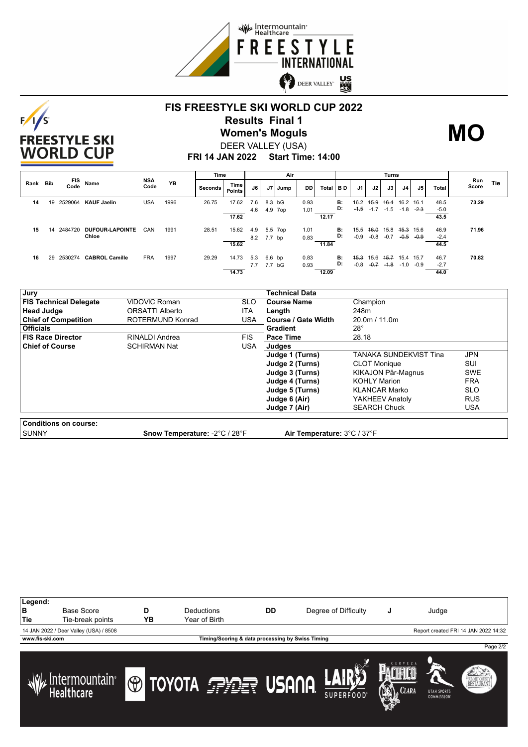# FIS FREESTYLE SKI WORLD CUP 2022

## Results Final 1

## Women's Moguls

**MO**

DEER VALLEY (USA)

**FRI 14 JAN 2022 Start Time: 14:00**

| Rank | Bib | FIS Code | Name | NSA Code | YB | Time Seconds | Time Points | J6 | J7 | Jump | DD | Air Total | B D | J1 | J2 | J3 | J4 | J5 | Turns Total | Run Score | Tie |
|---|---|---|---|---|---|---|---|---|---|---|---|---|---|---|---|---|---|---|---|---|---|
| 14 | 19 | 2529064 | KAUF Jaelin | USA | 1996 | 26.75 | 17.62 | 7.6 | 8.3 | bG | 0.93 | | B: | 16.2 | ~~15.9~~ | ~~16.4~~ | 16.2 | 16.1 | 48.5 | 73.29 | |
| | | | | | | | | 4.6 | 4.9 | 7op | 1.01 | | D: | ~~-1.5~~ | -1.7 | -1.5 | -1.8 | ~~-2.3~~ | -5.0 | | |
| | | | | | | | 17.62 | | | | | 12.17 | | | | | | | 43.5 | | |
| 15 | 14 | 2484720 | DUFOUR-LAPOINTE Chloe | CAN | 1991 | 28.51 | 15.62 | 4.9 | 5.5 | 7op | 1.01 | | B: | 15.5 | ~~16.0~~ | 15.8 | ~~15.3~~ | 15.6 | 46.9 | 71.96 | |
| | | | | | | | | 8.2 | 7.7 | bp | 0.83 | | D: | -0.9 | -0.8 | -0.7 | ~~-0.5~~ | ~~-0.9~~ | -2.4 | | |
| | | | | | | | 15.62 | | | | | 11.84 | | | | | | | 44.5 | | |
| 16 | 29 | 2530274 | CABROL Camille | FRA | 1997 | 29.29 | 14.73 | 5.3 | 6.6 | bp | 0.83 | | B: | ~~15.3~~ | 15.6 | ~~15.7~~ | 15.4 | 15.7 | 46.7 | 70.82 | |
| | | | | | | | | 7.7 | 7.7 | bG | 0.93 | | D: | -0.8 | ~~-0.7~~ | ~~-1.8~~ | -1.0 | -0.9 | -2.7 | | |
| | | | | | | | 14.73 | | | | | 12.09 | | | | | | | 44.0 | | |

| Jury | | |
|---|---|---|
| **FIS Technical Delegate** | VIDOVIC Roman | SLO |
| **Head Judge** | ORSATTI Alberto | ITA |
| **Chief of Competition** | ROTERMUND Konrad | USA |
| **Officials** | | |
| **FIS Race Director** | RINALDI Andrea | FIS |
| **Chief of Course** | SCHIRMAN Nat | USA |

| Technical Data | | |
|---|---|---|
| **Course Name** | Champion | |
| **Length** | 248m | |
| **Course / Gate Width** | 20.0m / 11.0m | |
| **Gradient** | 28° | |
| **Pace Time** | 28.18 | |
| **Judges** | | |
| **Judge 1 (Turns)** | TANAKA SUNDEKVIST Tina | JPN |
| **Judge 2 (Turns)** | CLOT Monique | SUI |
| **Judge 3 (Turns)** | KIKAJON Pär-Magnus | SWE |
| **Judge 4 (Turns)** | KOHLY Marion | FRA |
| **Judge 5 (Turns)** | KLANCAR Marko | SLO |
| **Judge 6 (Air)** | YAKHEEV Anatoly | RUS |
| **Judge 7 (Air)** | SEARCH Chuck | USA |

**Conditions on course:**
SUNNY **Snow Temperature:** -2°C / 28°F **Air Temperature:** 3°C / 37°F

| Legend: | | | | | | | |
|---|---|---|---|---|---|---|---|
| **B** | Base Score | **D** | Deductions | **DD** | Degree of Difficulty | **J** | Judge |
| **Tie** | Tie-break points | **YB** | Year of Birth | | | | |

14 JAN 2022 / Deer Valley (USA) / 8508 — Report created FRI 14 JAN 2022 14:32

www.fis-ski.com — Timing/Scoring & data processing by Swiss Timing